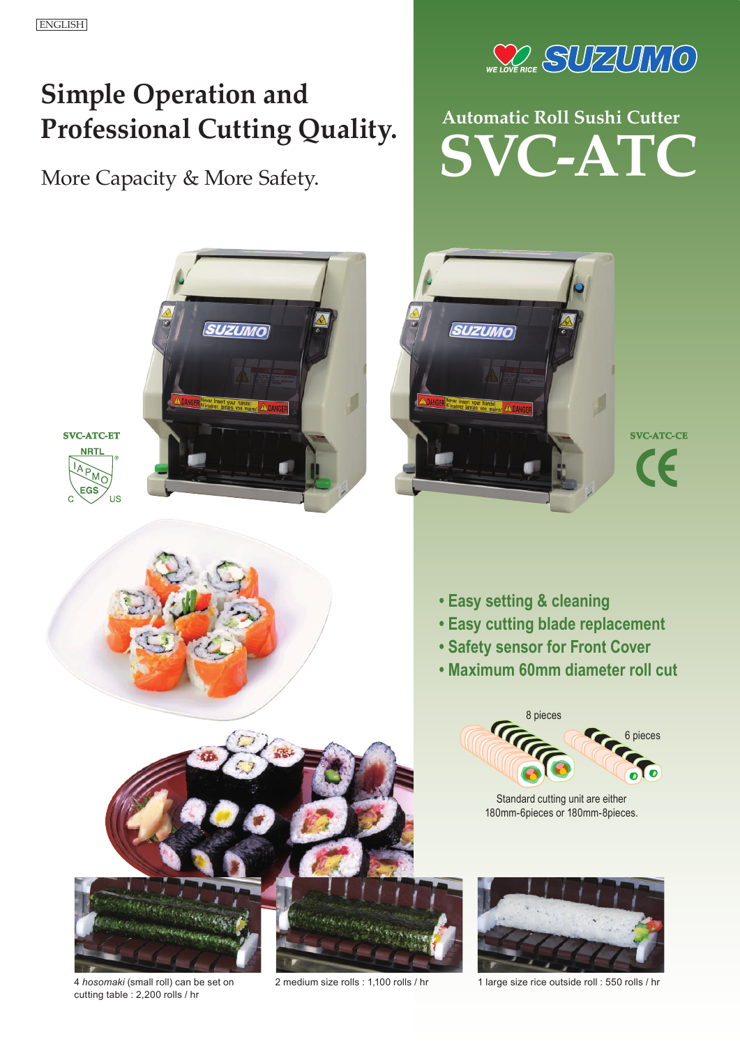ENGLISH

# Simple Operation and Professional Cutting Quality.

More Capacity & More Safety.

SUZUMO

WE LOVE RICE

## Automatic Roll Sushi Cutter

# SVC-ATC

SVC-ATC-ET

SVC-ATC-CE

- Easy setting & cleaning
- Easy cutting blade replacement
- Safety sensor for Front Cover
- Maximum 60mm diameter roll cut

8 pieces

6 pieces

Standard cutting unit are either 180mm-6pieces or 180mm-8pieces.

4 *hosomaki* (small roll) can be set on cutting table : 2,200 rolls / hr

2 medium size rolls : 1,100 rolls / hr

1 large size rice outside roll : 550 rolls / hr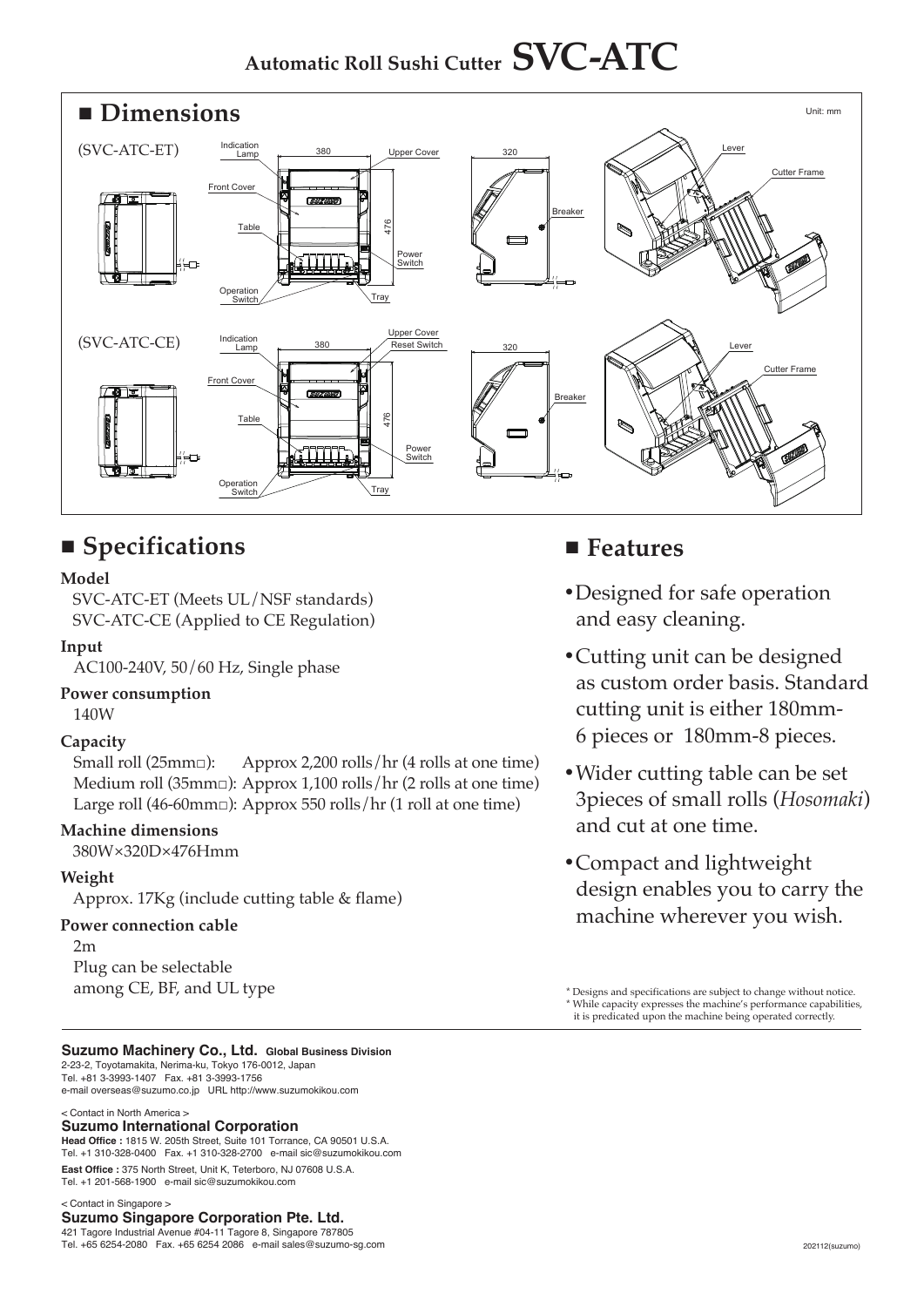# Automatic Roll Sushi Cutter **SVC-ATC**

## ■ Dimensions

Unit: mm

(SVC-ATC-ET)

Indication Lamp
380
Upper Cover
320
Lever
Cutter Frame
Front Cover
Breaker
Table
476
Power Switch
Operation Switch
Tray

(SVC-ATC-CE)

Indication Lamp
380
Upper Cover
Reset Switch
320
Lever
Cutter Frame
Front Cover
Breaker
Table
476
Power Switch
Operation Switch
Tray

## ■ Specifications

**Model**

SVC-ATC-ET (Meets UL/NSF standards)
SVC-ATC-CE (Applied to CE Regulation)

**Input**

AC100-240V, 50/60 Hz, Single phase

**Power consumption**

140W

**Capacity**

Small roll (25mm□): Approx 2,200 rolls/hr (4 rolls at one time)
Medium roll (35mm□): Approx 1,100 rolls/hr (2 rolls at one time)
Large roll (46-60mm□): Approx 550 rolls/hr (1 roll at one time)

**Machine dimensions**

380W×320D×476Hmm

**Weight**

Approx. 17Kg (include cutting table & flame)

**Power connection cable**

2m
Plug can be selectable
among CE, BF, and UL type

## ■ Features

- Designed for safe operation and easy cleaning.
- Cutting unit can be designed as custom order basis. Standard cutting unit is either 180mm-6 pieces or 180mm-8 pieces.
- Wider cutting table can be set 3pieces of small rolls (*Hosomaki*) and cut at one time.
- Compact and lightweight design enables you to carry the machine wherever you wish.

\* Designs and specifications are subject to change without notice.
\* While capacity expresses the machine's performance capabilities, it is predicated upon the machine being operated correctly.

**Suzumo Machinery Co., Ltd.** **Global Business Division**
2-23-2, Toyotamakita, Nerima-ku, Tokyo 176-0012, Japan
Tel. +81 3-3993-1407 Fax. +81 3-3993-1756
e-mail overseas@suzumo.co.jp URL http://www.suzumokikou.com

< Contact in North America >
**Suzumo International Corporation**
**Head Office :** 1815 W. 205th Street, Suite 101 Torrance, CA 90501 U.S.A.
Tel. +1 310-328-0400 Fax. +1 310-328-2700 e-mail sic@suzumokikou.com
**East Office :** 375 North Street, Unit K, Teterboro, NJ 07608 U.S.A.
Tel. +1 201-568-1900 e-mail sic@suzumokikou.com

< Contact in Singapore >
**Suzumo Singapore Corporation Pte. Ltd.**
421 Tagore Industrial Avenue #04-11 Tagore 8, Singapore 787805
Tel. +65 6254-2080 Fax. +65 6254 2086 e-mail sales@suzumo-sg.com

202112(suzumo)